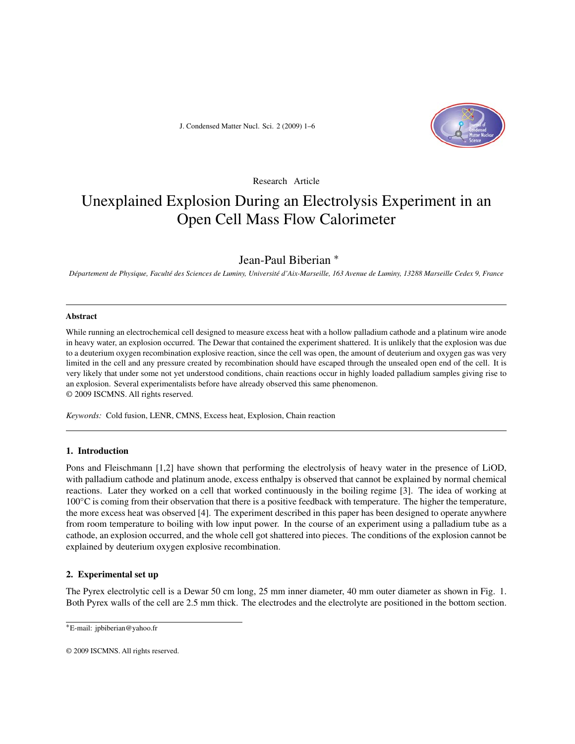Research Article

# Unexplained Explosion During an Electrolysis Experiment in an Open Cell Mass Flow Calorimeter

Jean-Paul Biberian *

*Département de Physique, Faculté des Sciences de Luminy, Université d'Aix-Marseille, 163 Avenue de Luminy, 13288 Marseille Cedex 9, France*

---

**Abstract**

While running an electrochemical cell designed to measure excess heat with a hollow palladium cathode and a platinum wire anode in heavy water, an explosion occurred. The Dewar that contained the experiment shattered. It is unlikely that the explosion was due to a deuterium oxygen recombination explosive reaction, since the cell was open, the amount of deuterium and oxygen gas was very limited in the cell and any pressure created by recombination should have escaped through the unsealed open end of the cell. It is very likely that under some not yet understood conditions, chain reactions occur in highly loaded palladium samples giving rise to an explosion. Several experimentalists before have already observed this same phenomenon.
© 2009 ISCMNS. All rights reserved.

*Keywords:* Cold fusion, LENR, CMNS, Excess heat, Explosion, Chain reaction

---

## 1. Introduction

Pons and Fleischmann [1,2] have shown that performing the electrolysis of heavy water in the presence of LiOD, with palladium cathode and platinum anode, excess enthalpy is observed that cannot be explained by normal chemical reactions. Later they worked on a cell that worked continuously in the boiling regime [3]. The idea of working at 100°C is coming from their observation that there is a positive feedback with temperature. The higher the temperature, the more excess heat was observed [4]. The experiment described in this paper has been designed to operate anywhere from room temperature to boiling with low input power. In the course of an experiment using a palladium tube as a cathode, an explosion occurred, and the whole cell got shattered into pieces. The conditions of the explosion cannot be explained by deuterium oxygen explosive recombination.

## 2. Experimental set up

The Pyrex electrolytic cell is a Dewar 50 cm long, 25 mm inner diameter, 40 mm outer diameter as shown in Fig. 1. Both Pyrex walls of the cell are 2.5 mm thick. The electrodes and the electrolyte are positioned in the bottom section.

---

*E-mail: jpbiberian@yahoo.fr

© 2009 ISCMNS. All rights reserved.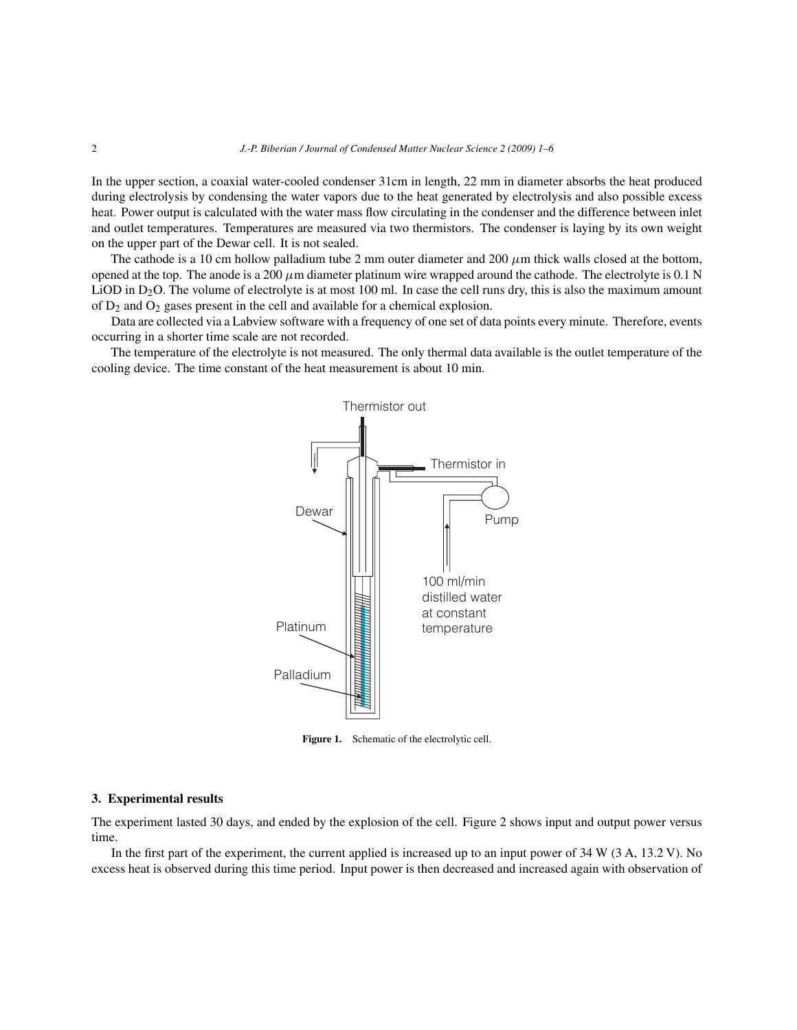In the upper section, a coaxial water-cooled condenser 31cm in length, 22 mm in diameter absorbs the heat produced during electrolysis by condensing the water vapors due to the heat generated by electrolysis and also possible excess heat. Power output is calculated with the water mass flow circulating in the condenser and the difference between inlet and outlet temperatures. Temperatures are measured via two thermistors. The condenser is laying by its own weight on the upper part of the Dewar cell. It is not sealed.

The cathode is a 10 cm hollow palladium tube 2 mm outer diameter and 200 $\mu$m thick walls closed at the bottom, opened at the top. The anode is a 200 $\mu$m diameter platinum wire wrapped around the cathode. The electrolyte is 0.1 N LiOD in $D_2O$. The volume of electrolyte is at most 100 ml. In case the cell runs dry, this is also the maximum amount of $D_2$ and $O_2$ gases present in the cell and available for a chemical explosion.

Data are collected via a Labview software with a frequency of one set of data points every minute. Therefore, events occurring in a shorter time scale are not recorded.

The temperature of the electrolyte is not measured. The only thermal data available is the outlet temperature of the cooling device. The time constant of the heat measurement is about 10 min.

**Figure 1.** Schematic of the electrolytic cell.

## 3. Experimental results

The experiment lasted 30 days, and ended by the explosion of the cell. Figure 2 shows input and output power versus time.

In the first part of the experiment, the current applied is increased up to an input power of 34 W (3 A, 13.2 V). No excess heat is observed during this time period. Input power is then decreased and increased again with observation of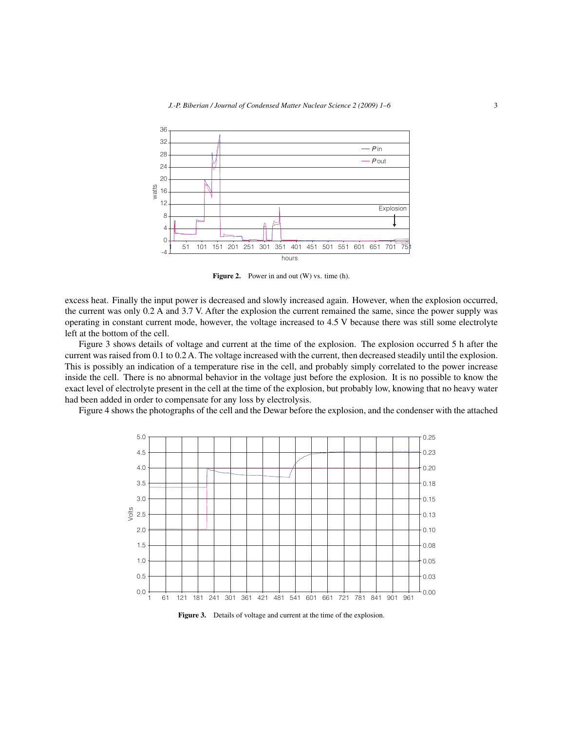**Figure 2.** Power in and out (W) vs. time (h).

excess heat. Finally the input power is decreased and slowly increased again. However, when the explosion occurred, the current was only 0.2 A and 3.7 V. After the explosion the current remained the same, since the power supply was operating in constant current mode, however, the voltage increased to 4.5 V because there was still some electrolyte left at the bottom of the cell.

Figure 3 shows details of voltage and current at the time of the explosion. The explosion occurred 5 h after the current was raised from 0.1 to 0.2 A. The voltage increased with the current, then decreased steadily until the explosion. This is possibly an indication of a temperature rise in the cell, and probably simply correlated to the power increase inside the cell. There is no abnormal behavior in the voltage just before the explosion. It is no possible to know the exact level of electrolyte present in the cell at the time of the explosion, but probably low, knowing that no heavy water had been added in order to compensate for any loss by electrolysis.

Figure 4 shows the photographs of the cell and the Dewar before the explosion, and the condenser with the attached

**Figure 3.** Details of voltage and current at the time of the explosion.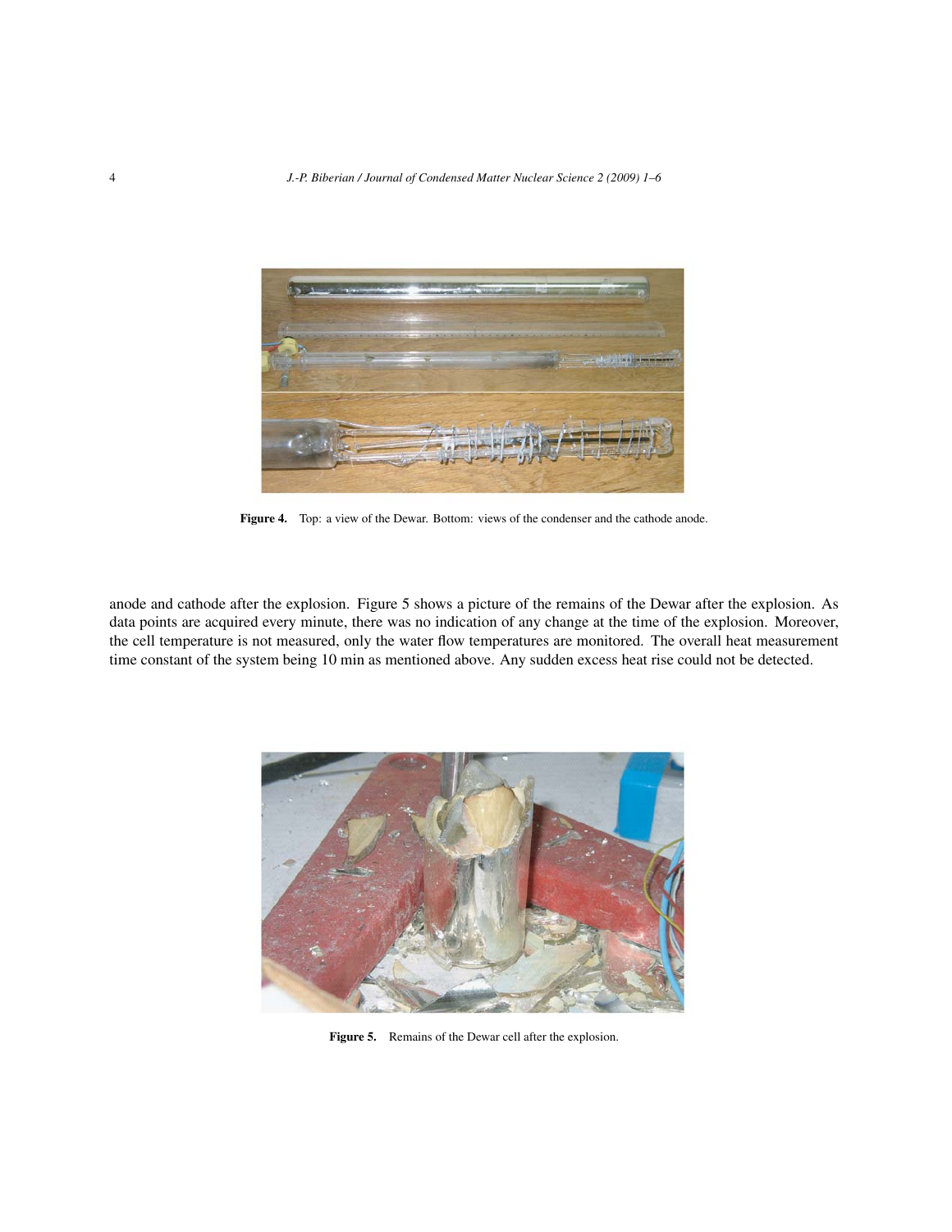Figure 4. Top: a view of the Dewar. Bottom: views of the condenser and the cathode anode.

anode and cathode after the explosion. Figure 5 shows a picture of the remains of the Dewar after the explosion. As data points are acquired every minute, there was no indication of any change at the time of the explosion. Moreover, the cell temperature is not measured, only the water flow temperatures are monitored. The overall heat measurement time constant of the system being 10 min as mentioned above. Any sudden excess heat rise could not be detected.

Figure 5. Remains of the Dewar cell after the explosion.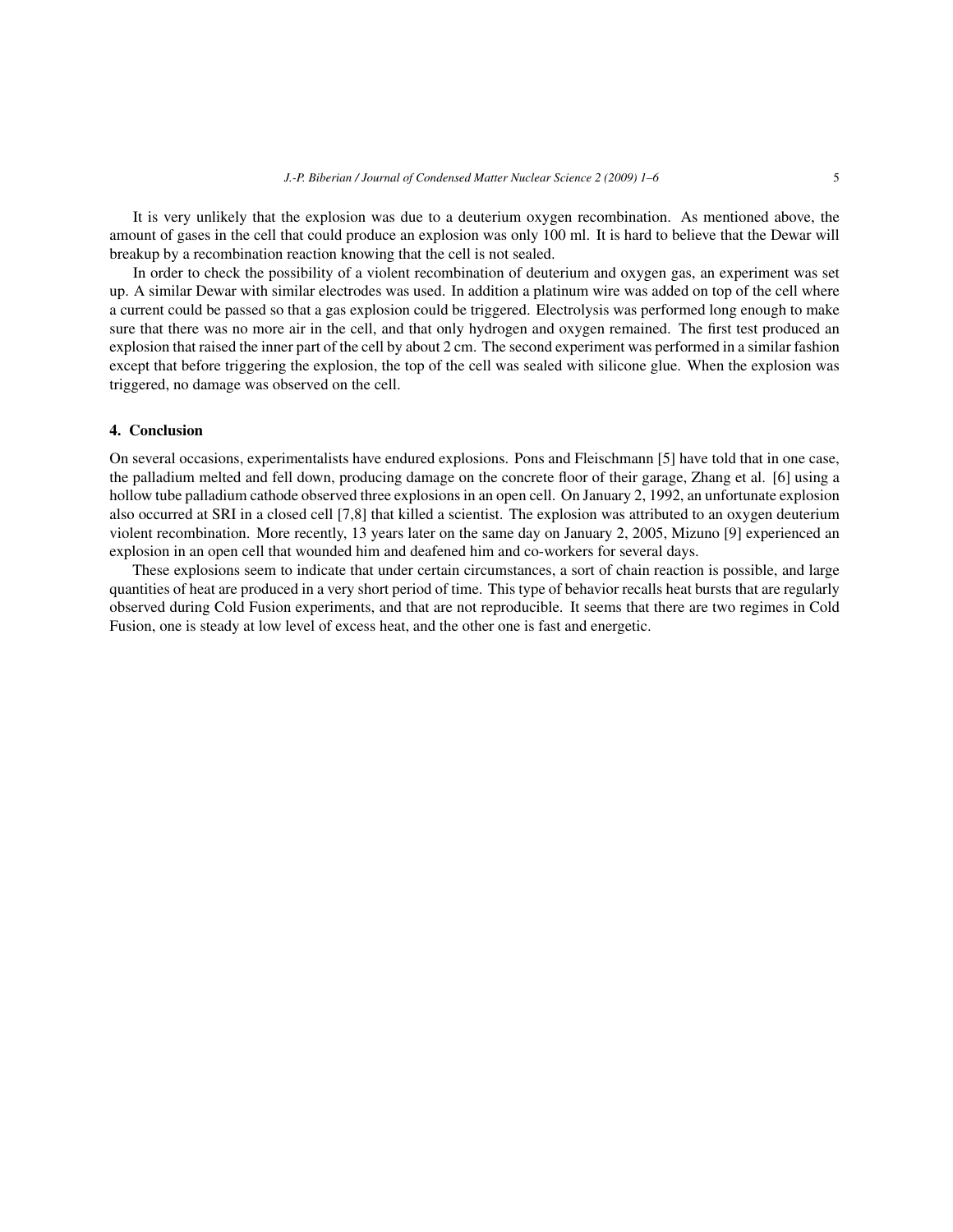It is very unlikely that the explosion was due to a deuterium oxygen recombination. As mentioned above, the amount of gases in the cell that could produce an explosion was only 100 ml. It is hard to believe that the Dewar will breakup by a recombination reaction knowing that the cell is not sealed.

In order to check the possibility of a violent recombination of deuterium and oxygen gas, an experiment was set up. A similar Dewar with similar electrodes was used. In addition a platinum wire was added on top of the cell where a current could be passed so that a gas explosion could be triggered. Electrolysis was performed long enough to make sure that there was no more air in the cell, and that only hydrogen and oxygen remained. The first test produced an explosion that raised the inner part of the cell by about 2 cm. The second experiment was performed in a similar fashion except that before triggering the explosion, the top of the cell was sealed with silicone glue. When the explosion was triggered, no damage was observed on the cell.

## 4. Conclusion

On several occasions, experimentalists have endured explosions. Pons and Fleischmann [5] have told that in one case, the palladium melted and fell down, producing damage on the concrete floor of their garage, Zhang et al. [6] using a hollow tube palladium cathode observed three explosions in an open cell. On January 2, 1992, an unfortunate explosion also occurred at SRI in a closed cell [7,8] that killed a scientist. The explosion was attributed to an oxygen deuterium violent recombination. More recently, 13 years later on the same day on January 2, 2005, Mizuno [9] experienced an explosion in an open cell that wounded him and deafened him and co-workers for several days.

These explosions seem to indicate that under certain circumstances, a sort of chain reaction is possible, and large quantities of heat are produced in a very short period of time. This type of behavior recalls heat bursts that are regularly observed during Cold Fusion experiments, and that are not reproducible. It seems that there are two regimes in Cold Fusion, one is steady at low level of excess heat, and the other one is fast and energetic.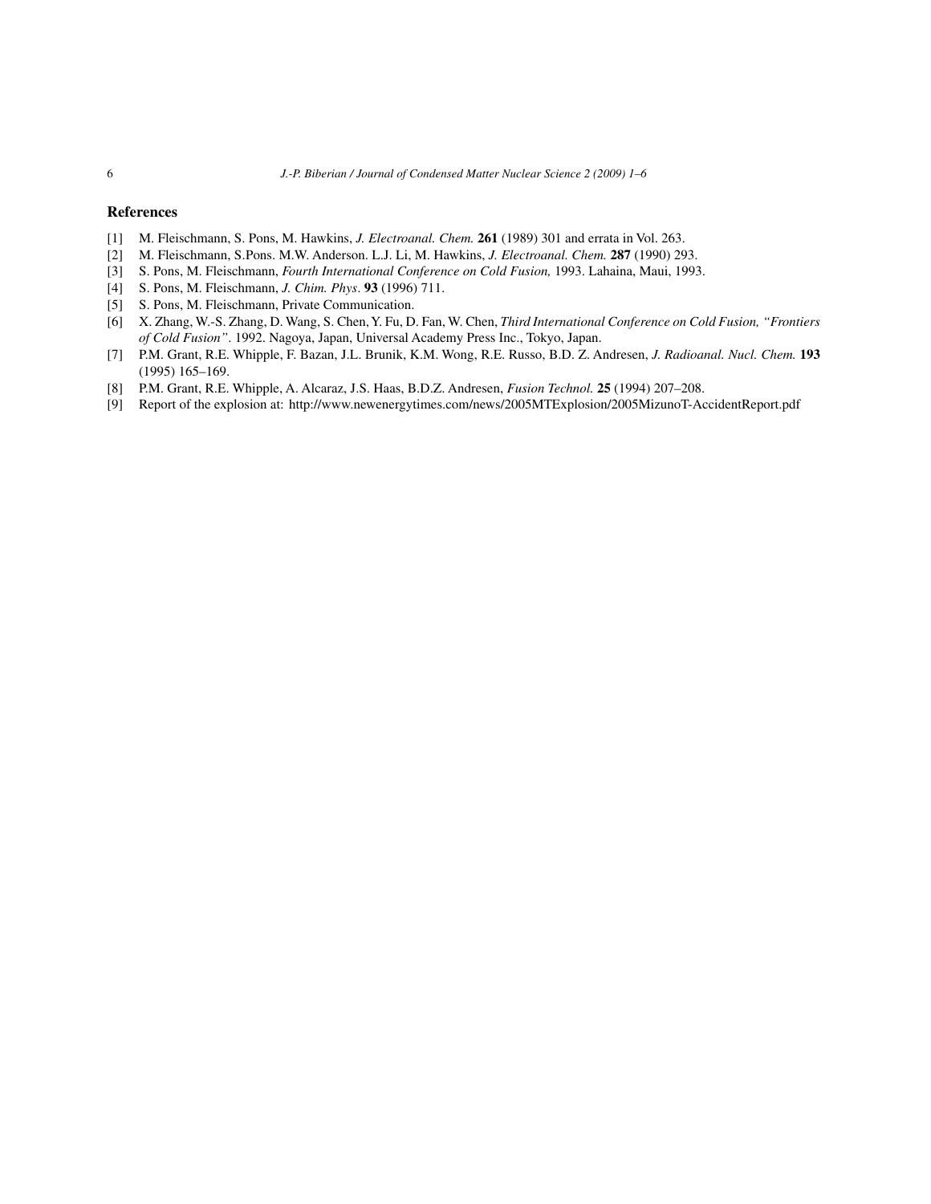## References

[1] M. Fleischmann, S. Pons, M. Hawkins, *J. Electroanal. Chem.* **261** (1989) 301 and errata in Vol. 263.

[2] M. Fleischmann, S.Pons. M.W. Anderson. L.J. Li, M. Hawkins, *J. Electroanal. Chem.* **287** (1990) 293.

[3] S. Pons, M. Fleischmann, *Fourth International Conference on Cold Fusion,* 1993. Lahaina, Maui, 1993.

[4] S. Pons, M. Fleischmann, *J. Chim. Phys*. **93** (1996) 711.

[5] S. Pons, M. Fleischmann, Private Communication.

[6] X. Zhang, W.-S. Zhang, D. Wang, S. Chen, Y. Fu, D. Fan, W. Chen, *Third International Conference on Cold Fusion, "Frontiers of Cold Fusion"*. 1992. Nagoya, Japan, Universal Academy Press Inc., Tokyo, Japan.

[7] P.M. Grant, R.E. Whipple, F. Bazan, J.L. Brunik, K.M. Wong, R.E. Russo, B.D. Z. Andresen, *J. Radioanal. Nucl. Chem.* **193** (1995) 165–169.

[8] P.M. Grant, R.E. Whipple, A. Alcaraz, J.S. Haas, B.D.Z. Andresen, *Fusion Technol.* **25** (1994) 207–208.

[9] Report of the explosion at: http://www.newenergytimes.com/news/2005MTExplosion/2005MizunoT-AccidentReport.pdf